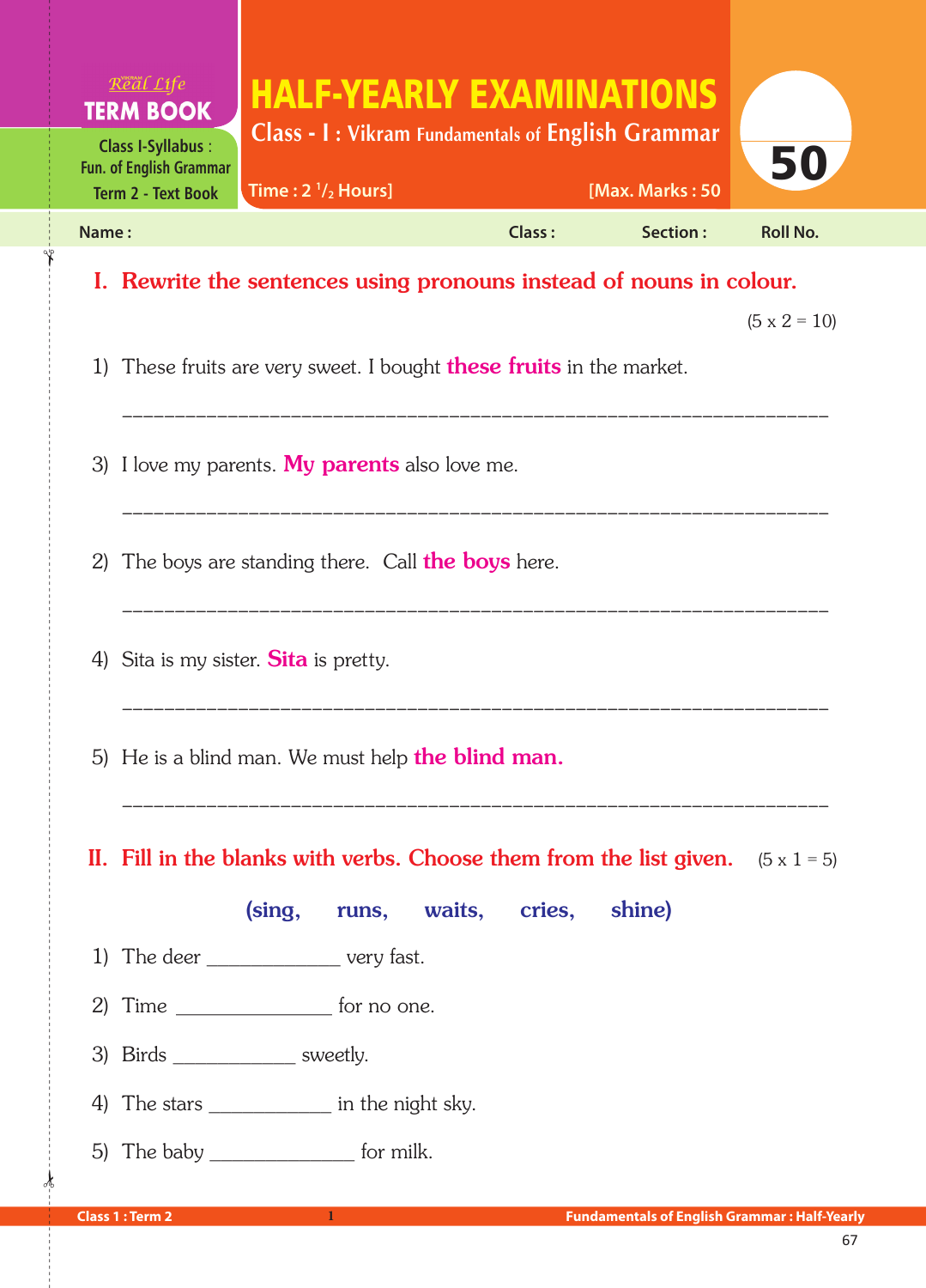Real Life
**TERM BOOK**
Class I-Syllabus : Fun. of English Grammar
Term 2 - Text Book

# HALF-YEARLY EXAMINATIONS

## Class - I : Vikram Fundamentals of English Grammar

Time : 2 1/2 Hours] [Max. Marks : 50

50

Name : Class : Section : Roll No.

## I. Rewrite the sentences using pronouns instead of nouns in colour.

(5 x 2 = 10)

1) These fruits are very sweet. I bought **these fruits** in the market.

_______________________________________________________________

3) I love my parents. **My parents** also love me.

_______________________________________________________________

2) The boys are standing there. Call **the boys** here.

_______________________________________________________________

4) Sita is my sister. **Sita** is pretty.

_______________________________________________________________

5) He is a blind man. We must help **the blind man.**

_______________________________________________________________

## II. Fill in the blanks with verbs. Choose them from the list given. (5 x 1 = 5)

**(sing, runs, waits, cries, shine)**

1) The deer ____________ very fast.
2) Time ______________ for no one.
3) Birds ___________ sweetly.
4) The stars ___________ in the night sky.
5) The baby _____________ for milk.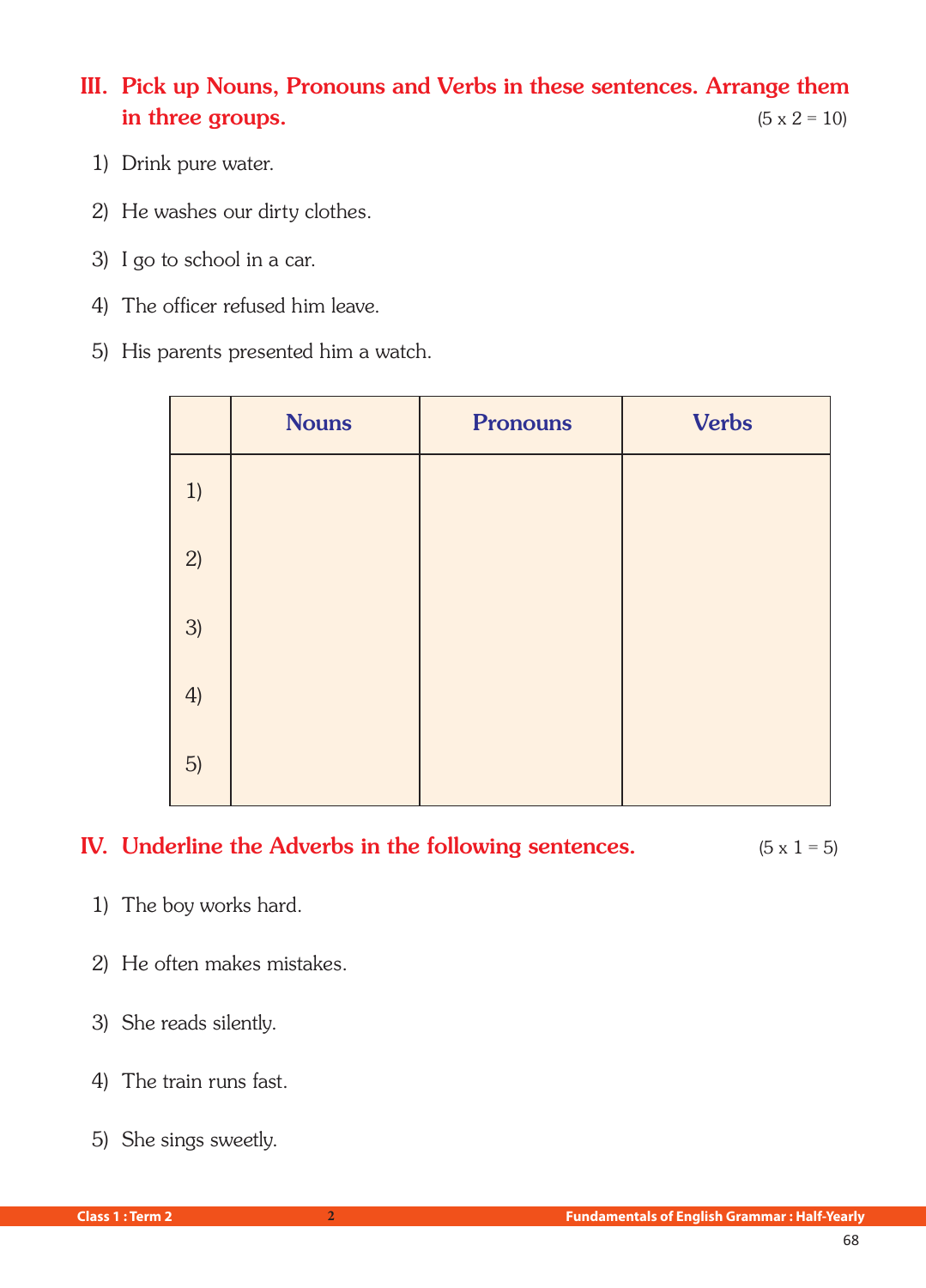## III. Pick up Nouns, Pronouns and Verbs in these sentences. Arrange them in three groups.

(5 x 2 = 10)

1) Drink pure water.
2) He washes our dirty clothes.
3) I go to school in a car.
4) The officer refused him leave.
5) His parents presented him a watch.

| | Nouns | Pronouns | Verbs |
|---|---|---|---|
| 1) | | | |
| 2) | | | |
| 3) | | | |
| 4) | | | |
| 5) | | | |

## IV. Underline the Adverbs in the following sentences.

(5 x 1 = 5)

1) The boy works hard.
2) He often makes mistakes.
3) She reads silently.
4) The train runs fast.
5) She sings sweetly.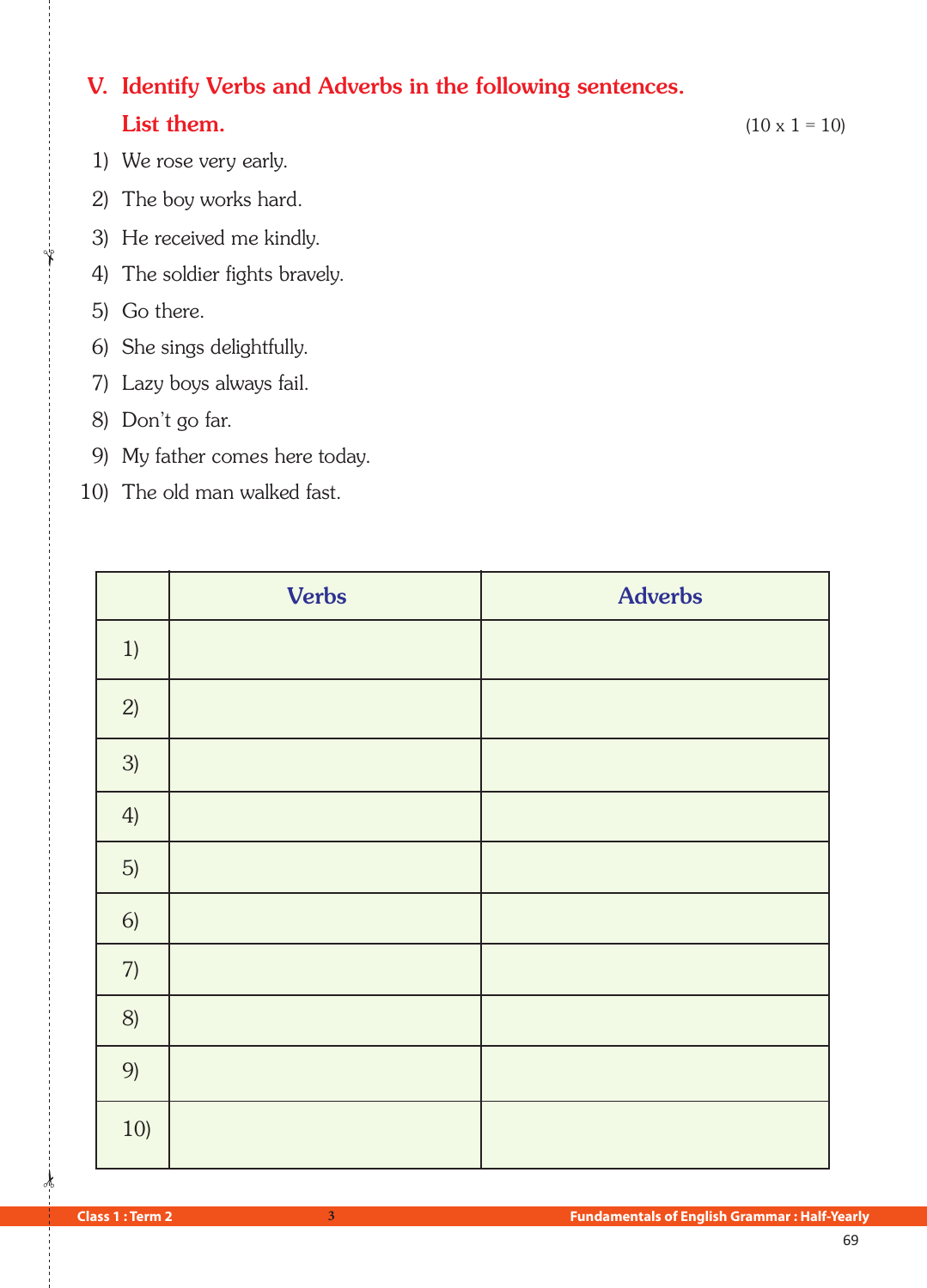## V. Identify Verbs and Adverbs in the following sentences. List them.

(10 x 1 = 10)

1) We rose very early.
2) The boy works hard.
3) He received me kindly.
4) The soldier fights bravely.
5) Go there.
6) She sings delightfully.
7) Lazy boys always fail.
8) Don't go far.
9) My father comes here today.
10) The old man walked fast.

| | Verbs | Adverbs |
|---|---|---|
| 1) | | |
| 2) | | |
| 3) | | |
| 4) | | |
| 5) | | |
| 6) | | |
| 7) | | |
| 8) | | |
| 9) | | |
| 10) | | |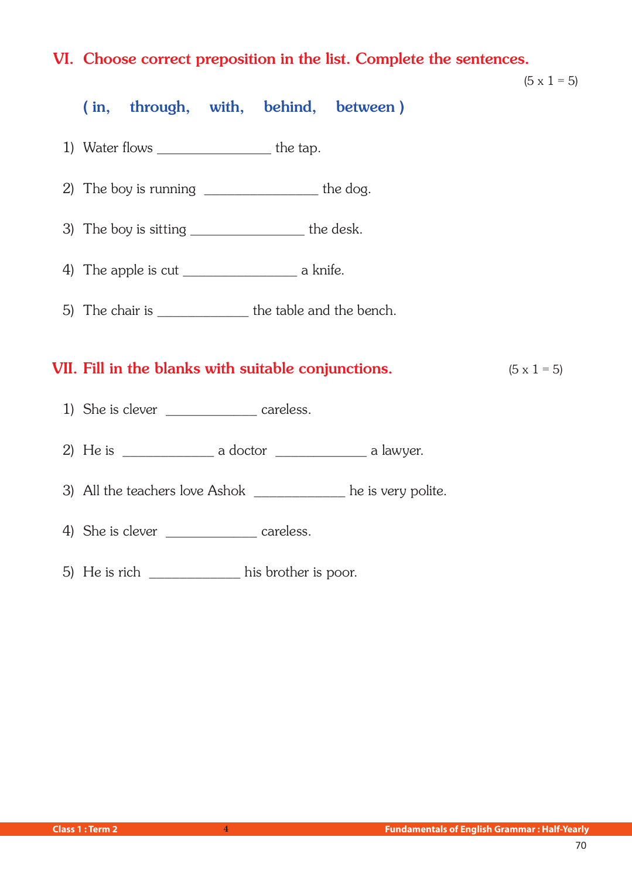## VI. Choose correct preposition in the list. Complete the sentences.

(5 x 1 = 5)

**( in, through, with, behind, between )**

1) Water flows ________________ the tap.

2) The boy is running ________________ the dog.

3) The boy is sitting ________________ the desk.

4) The apple is cut ________________ a knife.

5) The chair is _____________ the table and the bench.

## VII. Fill in the blanks with suitable conjunctions.

(5 x 1 = 5)

1) She is clever _____________ careless.

2) He is _____________ a doctor _____________ a lawyer.

3) All the teachers love Ashok _____________ he is very polite.

4) She is clever _____________ careless.

5) He is rich _____________ his brother is poor.